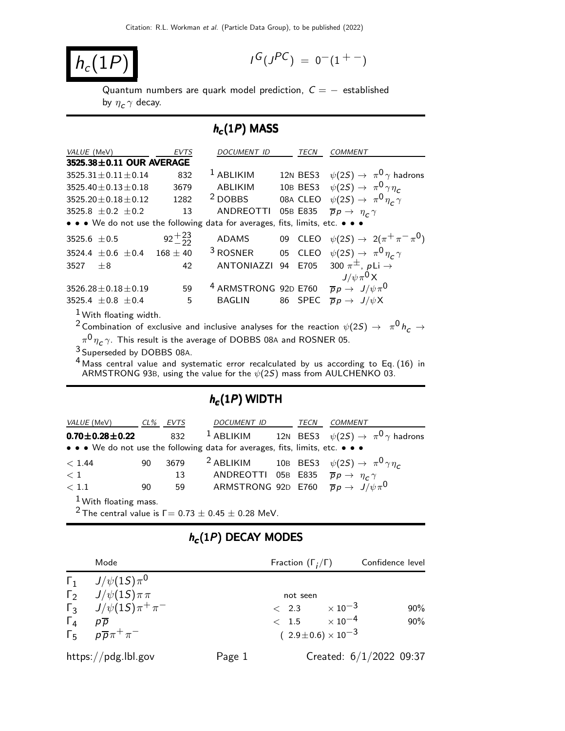# $h_c(1P)$

$I^G(J^{PC}) = 0^-(1^{+-})$

Quantum numbers are quark model prediction, $C = -$ established by $\eta_c \gamma$ decay.

## $h_c(1P)$ MASS

| VALUE (MeV) | EVTS | DOCUMENT ID | | TECN | COMMENT |
|---|---|---|---|---|---|
| **3525.38±0.11 OUR AVERAGE** | | | | | |
| $3525.31\pm0.11\pm0.14$ | 832 | [1] ABLIKIM | 12N | BES3 | $\psi(2S) \to \pi^0\gamma$ hadrons |
| $3525.40\pm0.13\pm0.18$ | 3679 | ABLIKIM | 10B | BES3 | $\psi(2S) \to \pi^0\gamma\eta_c$ |
| $3525.20\pm0.18\pm0.12$ | 1282 | [2] DOBBS | 08A | CLEO | $\psi(2S) \to \pi^0\eta_c\gamma$ |
| $3525.8\ \pm0.2\ \pm0.2$ | 13 | ANDREOTTI | 05B | E835 | $\overline{p}p \to \eta_c\gamma$ |
| • • • We do not use the following data for averages, fits, limits, etc. • • • | | | | | |
| $3525.6\ \pm0.5$ | $92^{+23}_{-22}$ | ADAMS | 09 | CLEO | $\psi(2S) \to 2(\pi^+\pi^-\pi^0)$ |
| $3524.4\ \pm0.6\ \pm0.4$ | $168\pm40$ | [3] ROSNER | 05 | CLEO | $\psi(2S) \to \pi^0\eta_c\gamma$ |
| $3527\ \ \pm8$ | 42 | ANTONIAZZI | 94 | E705 | $300\ \pi^\pm$, $p$Li $\to J/\psi\pi^0 X$ |
| $3526.28\pm0.18\pm0.19$ | 59 | [4] ARMSTRONG | 92D | E760 | $\overline{p}p \to J/\psi\pi^0$ |
| $3525.4\ \pm0.8\ \pm0.4$ | 5 | BAGLIN | 86 | SPEC | $\overline{p}p \to J/\psi X$ |

[1] With floating width.

[2] Combination of exclusive and inclusive analyses for the reaction $\psi(2S) \to \pi^0 h_c \to \pi^0\eta_c\gamma$. This result is the average of DOBBS 08A and ROSNER 05.

[3] Superseded by DOBBS 08A.

[4] Mass central value and systematic error recalculated by us according to Eq. (16) in ARMSTRONG 93B, using the value for the $\psi(2S)$ mass from AULCHENKO 03.

## $h_c(1P)$ WIDTH

| VALUE (MeV) | CL% | EVTS | DOCUMENT ID | | TECN | COMMENT |
|---|---|---|---|---|---|---|
| **0.70±0.28±0.22** | | 832 | [1] ABLIKIM | 12N | BES3 | $\psi(2S) \to \pi^0\gamma$ hadrons |
| • • • We do not use the following data for averages, fits, limits, etc. • • • | | | | | | |
| $<1.44$ | 90 | 3679 | [2] ABLIKIM | 10B | BES3 | $\psi(2S) \to \pi^0\gamma\eta_c$ |
| $<1$ | | 13 | ANDREOTTI | 05B | E835 | $\overline{p}p \to \eta_c\gamma$ |
| $<1.1$ | 90 | 59 | ARMSTRONG | 92D | E760 | $\overline{p}p \to J/\psi\pi^0$ |

[1] With floating mass.

[2] The central value is $\Gamma = 0.73 \pm 0.45 \pm 0.28$ MeV.

## $h_c(1P)$ DECAY MODES

| | Mode | Fraction ($\Gamma_i/\Gamma$) | Confidence level |
|---|---|---|---|
| $\Gamma_1$ | $J/\psi(1S)\pi^0$ | | |
| $\Gamma_2$ | $J/\psi(1S)\pi\pi$ | not seen | |
| $\Gamma_3$ | $J/\psi(1S)\pi^+\pi^-$ | $< 2.3 \times 10^{-3}$ | 90% |
| $\Gamma_4$ | $p\overline{p}$ | $< 1.5 \times 10^{-4}$ | 90% |
| $\Gamma_5$ | $p\overline{p}\pi^+\pi^-$ | $(2.9\pm0.6)\times 10^{-3}$ | |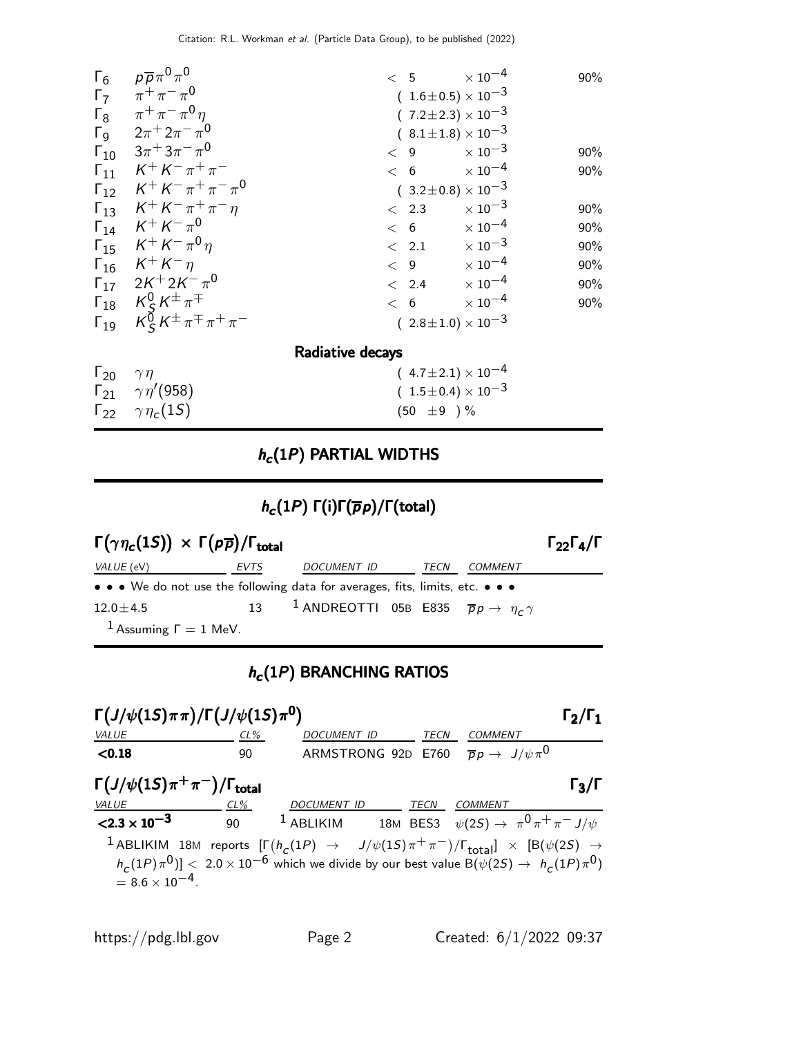| Mode | | Fraction ($\Gamma_i/\Gamma$) | Confidence level |
|---|---|---|---|
| $\Gamma_6$ | $p\overline{p}\pi^0\pi^0$ | $< 5 \times 10^{-4}$ | 90% |
| $\Gamma_7$ | $\pi^+\pi^-\pi^0$ | $(1.6\pm0.5) \times 10^{-3}$ | |
| $\Gamma_8$ | $\pi^+\pi^-\pi^0\eta$ | $(7.2\pm2.3) \times 10^{-3}$ | |
| $\Gamma_9$ | $2\pi^+2\pi^-\pi^0$ | $(8.1\pm1.8) \times 10^{-3}$ | |
| $\Gamma_{10}$ | $3\pi^+3\pi^-\pi^0$ | $< 9 \times 10^{-3}$ | 90% |
| $\Gamma_{11}$ | $K^+K^-\pi^+\pi^-$ | $< 6 \times 10^{-4}$ | 90% |
| $\Gamma_{12}$ | $K^+K^-\pi^+\pi^-\pi^0$ | $(3.2\pm0.8) \times 10^{-3}$ | |
| $\Gamma_{13}$ | $K^+K^-\pi^+\pi^-\eta$ | $< 2.3 \times 10^{-3}$ | 90% |
| $\Gamma_{14}$ | $K^+K^-\pi^0$ | $< 6 \times 10^{-4}$ | 90% |
| $\Gamma_{15}$ | $K^+K^-\pi^0\eta$ | $< 2.1 \times 10^{-3}$ | 90% |
| $\Gamma_{16}$ | $K^+K^-\eta$ | $< 9 \times 10^{-4}$ | 90% |
| $\Gamma_{17}$ | $2K^+2K^-\pi^0$ | $< 2.4 \times 10^{-4}$ | 90% |
| $\Gamma_{18}$ | $K^0_S K^\pm\pi^\mp$ | $< 6 \times 10^{-4}$ | 90% |
| $\Gamma_{19}$ | $K^0_S K^\pm\pi^\mp\pi^+\pi^-$ | $(2.8\pm1.0) \times 10^{-3}$ | |
| | **Radiative decays** | | |
| $\Gamma_{20}$ | $\gamma\eta$ | $(4.7\pm2.1) \times 10^{-4}$ | |
| $\Gamma_{21}$ | $\gamma\eta'(958)$ | $(1.5\pm0.4) \times 10^{-3}$ | |
| $\Gamma_{22}$ | $\gamma\eta_c(1S)$ | $(50 \pm9)$ % | |

## $h_c(1P)$ PARTIAL WIDTHS

## $h_c(1P)$ $\Gamma(i)\Gamma(\overline{p}p)/\Gamma(\text{total})$

### $\Gamma(\gamma\eta_c(1S)) \times \Gamma(p\overline{p})/\Gamma_{\text{total}}$ — $\Gamma_{22}\Gamma_4/\Gamma$

| VALUE (eV) | EVTS | DOCUMENT ID | | TECN | COMMENT |
|---|---|---|---|---|---|
| • • • We do not use the following data for averages, fits, limits, etc. • • • | | | | | |
| $12.0\pm4.5$ | 13 | [1] ANDREOTTI | 05B | E835 | $\overline{p}p \to \eta_c\gamma$ |

[1] Assuming $\Gamma = 1$ MeV.

## $h_c(1P)$ BRANCHING RATIOS

### $\Gamma(J/\psi(1S)\pi\pi)/\Gamma(J/\psi(1S)\pi^0)$ — $\Gamma_2/\Gamma_1$

| VALUE | CL% | DOCUMENT ID | | TECN | COMMENT |
|---|---|---|---|---|---|
| **<0.18** | 90 | ARMSTRONG | 92D | E760 | $\overline{p}p \to J/\psi\pi^0$ |

### $\Gamma(J/\psi(1S)\pi^+\pi^-)/\Gamma_{\text{total}}$ — $\Gamma_3/\Gamma$

| VALUE | CL% | DOCUMENT ID | | TECN | COMMENT |
|---|---|---|---|---|---|
| $\mathbf{<2.3 \times 10^{-3}}$ | 90 | [1] ABLIKIM | 18M | BES3 | $\psi(2S) \to \pi^0\pi^+\pi^- J/\psi$ |

[1] ABLIKIM 18M reports $[\Gamma(h_c(1P) \to J/\psi(1S)\pi^+\pi^-)/\Gamma_{\text{total}}] \times [B(\psi(2S) \to h_c(1P)\pi^0)] < 2.0 \times 10^{-6}$ which we divide by our best value $B(\psi(2S) \to h_c(1P)\pi^0) = 8.6 \times 10^{-4}$.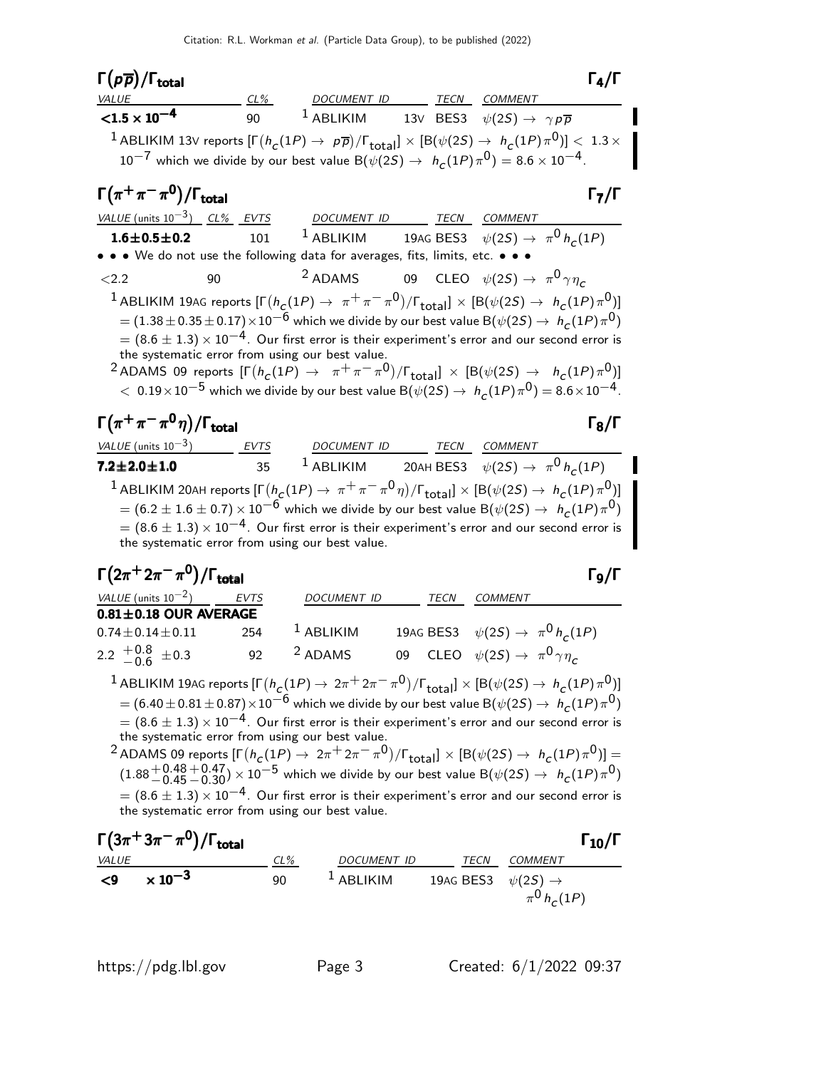## $\Gamma(p\overline{p})/\Gamma_{total}$ $\Gamma_4/\Gamma$

| VALUE | CL% | DOCUMENT ID | | TECN | COMMENT |
|---|---|---|---|---|---|
| **$<1.5 \times 10^{-4}$** | 90 | [1] ABLIKIM | 13V | BES3 | $\psi(2S) \to \gamma p\overline{p}$ |

[1] ABLIKIM 13V reports $[\Gamma(h_c(1P) \to p\overline{p})/\Gamma_{total}] \times [B(\psi(2S) \to h_c(1P)\pi^0)] < 1.3 \times 10^{-7}$ which we divide by our best value $B(\psi(2S) \to h_c(1P)\pi^0) = 8.6 \times 10^{-4}$.

## $\Gamma(\pi^+\pi^-\pi^0)/\Gamma_{total}$ $\Gamma_7/\Gamma$

| VALUE (units $10^{-3}$) | CL% | EVTS | DOCUMENT ID | | TECN | COMMENT |
|---|---|---|---|---|---|---|
| **$1.6 \pm 0.5 \pm 0.2$** | | 101 | [1] ABLIKIM | 19AG | BES3 | $\psi(2S) \to \pi^0 h_c(1P)$ |
| • • • We do not use the following data for averages, fits, limits, etc. • • • | | | | | | |
| $<2.2$ | 90 | | [2] ADAMS | 09 | CLEO | $\psi(2S) \to \pi^0\gamma\eta_c$ |

[1] ABLIKIM 19AG reports $[\Gamma(h_c(1P) \to \pi^+\pi^-\pi^0)/\Gamma_{total}] \times [B(\psi(2S) \to h_c(1P)\pi^0)] = (1.38 \pm 0.35 \pm 0.17) \times 10^{-6}$ which we divide by our best value $B(\psi(2S) \to h_c(1P)\pi^0) = (8.6 \pm 1.3) \times 10^{-4}$. Our first error is their experiment's error and our second error is the systematic error from using our best value.

[2] ADAMS 09 reports $[\Gamma(h_c(1P) \to \pi^+\pi^-\pi^0)/\Gamma_{total}] \times [B(\psi(2S) \to h_c(1P)\pi^0)] < 0.19 \times 10^{-5}$ which we divide by our best value $B(\psi(2S) \to h_c(1P)\pi^0) = 8.6 \times 10^{-4}$.

## $\Gamma(\pi^+\pi^-\pi^0\eta)/\Gamma_{total}$ $\Gamma_8/\Gamma$

| VALUE (units $10^{-3}$) | EVTS | DOCUMENT ID | | TECN | COMMENT |
|---|---|---|---|---|---|
| **$7.2 \pm 2.0 \pm 1.0$** | 35 | [1] ABLIKIM | 20AH | BES3 | $\psi(2S) \to \pi^0 h_c(1P)$ |

[1] ABLIKIM 20AH reports $[\Gamma(h_c(1P) \to \pi^+\pi^-\pi^0\eta)/\Gamma_{total}] \times [B(\psi(2S) \to h_c(1P)\pi^0)] = (6.2 \pm 1.6 \pm 0.7) \times 10^{-6}$ which we divide by our best value $B(\psi(2S) \to h_c(1P)\pi^0) = (8.6 \pm 1.3) \times 10^{-4}$. Our first error is their experiment's error and our second error is the systematic error from using our best value.

## $\Gamma(2\pi^+2\pi^-\pi^0)/\Gamma_{total}$ $\Gamma_9/\Gamma$

| VALUE (units $10^{-2}$) | EVTS | DOCUMENT ID | | TECN | COMMENT |
|---|---|---|---|---|---|
| **$0.81 \pm 0.18$ OUR AVERAGE** | | | | | |
| $0.74 \pm 0.14 \pm 0.11$ | 254 | [1] ABLIKIM | 19AG | BES3 | $\psi(2S) \to \pi^0 h_c(1P)$ |
| $2.2\ ^{+0.8}_{-0.6} \pm 0.3$ | 92 | [2] ADAMS | 09 | CLEO | $\psi(2S) \to \pi^0\gamma\eta_c$ |

[1] ABLIKIM 19AG reports $[\Gamma(h_c(1P) \to 2\pi^+2\pi^-\pi^0)/\Gamma_{total}] \times [B(\psi(2S) \to h_c(1P)\pi^0)] = (6.40 \pm 0.81 \pm 0.87) \times 10^{-6}$ which we divide by our best value $B(\psi(2S) \to h_c(1P)\pi^0) = (8.6 \pm 1.3) \times 10^{-4}$. Our first error is their experiment's error and our second error is the systematic error from using our best value.

[2] ADAMS 09 reports $[\Gamma(h_c(1P) \to 2\pi^+2\pi^-\pi^0)/\Gamma_{total}] \times [B(\psi(2S) \to h_c(1P)\pi^0)] = (1.88^{+0.48}_{-0.45}{}^{+0.47}_{-0.30}) \times 10^{-5}$ which we divide by our best value $B(\psi(2S) \to h_c(1P)\pi^0) = (8.6 \pm 1.3) \times 10^{-4}$. Our first error is their experiment's error and our second error is the systematic error from using our best value.

## $\Gamma(3\pi^+3\pi^-\pi^0)/\Gamma_{total}$ $\Gamma_{10}/\Gamma$

| VALUE | CL% | DOCUMENT ID | | TECN | COMMENT |
|---|---|---|---|---|---|
| **$<9 \quad \times 10^{-3}$** | 90 | [1] ABLIKIM | 19AG | BES3 | $\psi(2S) \to \pi^0 h_c(1P)$ |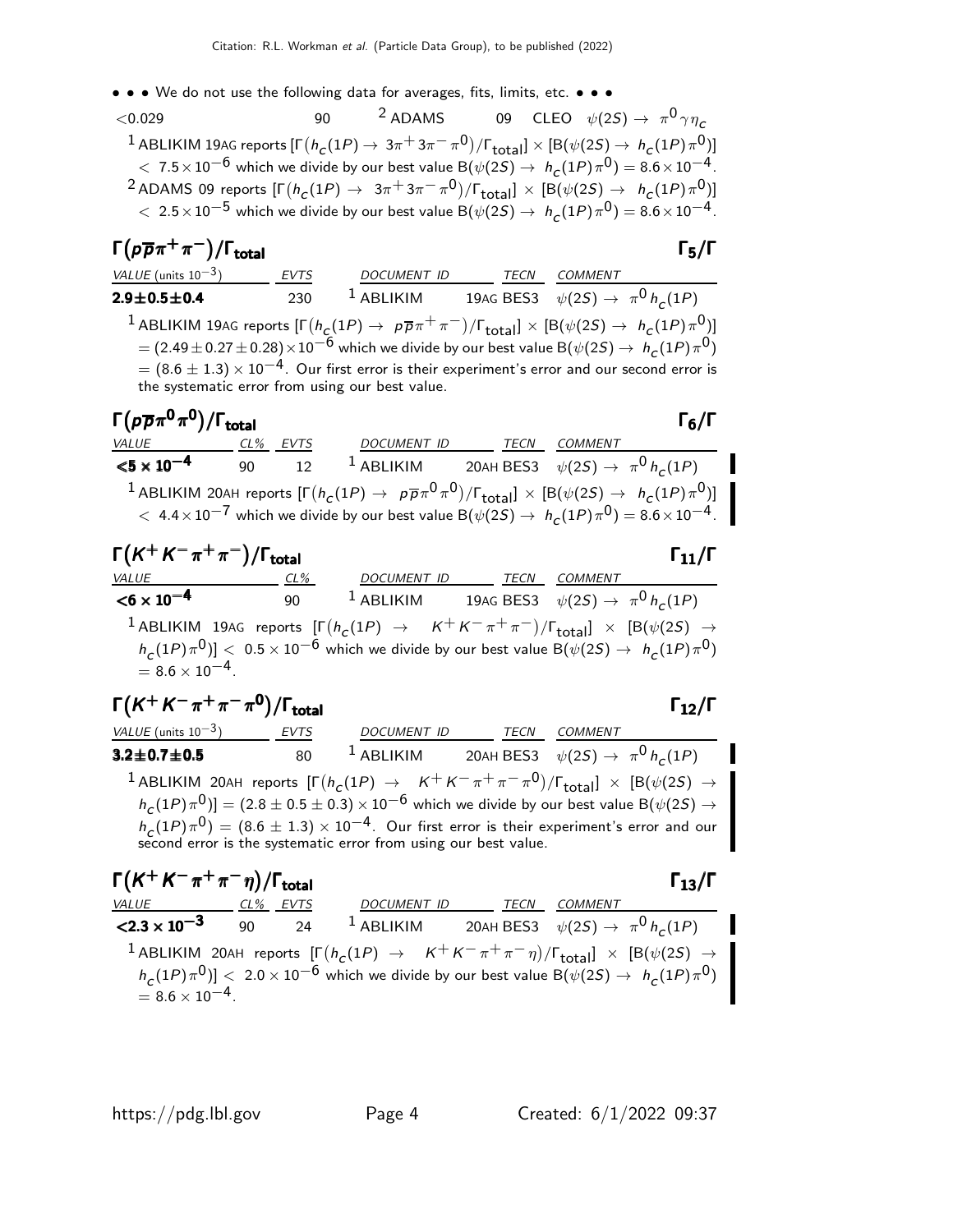• • • We do not use the following data for averages, fits, limits, etc. • • •

| | | | | |
|---|---|---|---|---|
| <0.029 | 90 | [2] ADAMS | 09 CLEO | $\psi(2S) \to \pi^0 \gamma \eta_c$ |

[1] ABLIKIM 19AG reports $[\Gamma(h_c(1P) \to 3\pi^+ 3\pi^- \pi^0)/\Gamma_{total}] \times [B(\psi(2S) \to h_c(1P)\pi^0)] < 7.5 \times 10^{-6}$ which we divide by our best value $B(\psi(2S) \to h_c(1P)\pi^0) = 8.6 \times 10^{-4}$.

[2] ADAMS 09 reports $[\Gamma(h_c(1P) \to 3\pi^+ 3\pi^- \pi^0)/\Gamma_{total}] \times [B(\psi(2S) \to h_c(1P)\pi^0)] < 2.5 \times 10^{-5}$ which we divide by our best value $B(\psi(2S) \to h_c(1P)\pi^0) = 8.6 \times 10^{-4}$.

## $\Gamma(p\overline{p}\pi^+\pi^-)/\Gamma_{total}$ $\Gamma_5/\Gamma$

| VALUE (units $10^{-3}$) | EVTS | DOCUMENT ID | TECN | COMMENT |
|---|---|---|---|---|
| **2.9±0.5±0.4** | 230 | [1] ABLIKIM | 19AG BES3 | $\psi(2S) \to \pi^0 h_c(1P)$ |

[1] ABLIKIM 19AG reports $[\Gamma(h_c(1P) \to p\overline{p}\pi^+\pi^-)/\Gamma_{total}] \times [B(\psi(2S) \to h_c(1P)\pi^0)] = (2.49 \pm 0.27 \pm 0.28) \times 10^{-6}$ which we divide by our best value $B(\psi(2S) \to h_c(1P)\pi^0) = (8.6 \pm 1.3) \times 10^{-4}$. Our first error is their experiment's error and our second error is the systematic error from using our best value.

## $\Gamma(p\overline{p}\pi^0\pi^0)/\Gamma_{total}$ $\Gamma_6/\Gamma$

| VALUE | CL% | EVTS | DOCUMENT ID | TECN | COMMENT |
|---|---|---|---|---|---|
| **<5 × 10$^{-4}$** | 90 | 12 | [1] ABLIKIM | 20AH BES3 | $\psi(2S) \to \pi^0 h_c(1P)$ |

[1] ABLIKIM 20AH reports $[\Gamma(h_c(1P) \to p\overline{p}\pi^0\pi^0)/\Gamma_{total}] \times [B(\psi(2S) \to h_c(1P)\pi^0)] < 4.4 \times 10^{-7}$ which we divide by our best value $B(\psi(2S) \to h_c(1P)\pi^0) = 8.6 \times 10^{-4}$.

## $\Gamma(K^+K^-\pi^+\pi^-)/\Gamma_{total}$ $\Gamma_{11}/\Gamma$

| VALUE | CL% | DOCUMENT ID | TECN | COMMENT |
|---|---|---|---|---|
| **<6 × 10$^{-4}$** | 90 | [1] ABLIKIM | 19AG BES3 | $\psi(2S) \to \pi^0 h_c(1P)$ |

[1] ABLIKIM 19AG reports $[\Gamma(h_c(1P) \to K^+K^-\pi^+\pi^-)/\Gamma_{total}] \times [B(\psi(2S) \to h_c(1P)\pi^0)] < 0.5 \times 10^{-6}$ which we divide by our best value $B(\psi(2S) \to h_c(1P)\pi^0) = 8.6 \times 10^{-4}$.

## $\Gamma(K^+K^-\pi^+\pi^-\pi^0)/\Gamma_{total}$ $\Gamma_{12}/\Gamma$

| VALUE (units $10^{-3}$) | EVTS | DOCUMENT ID | TECN | COMMENT |
|---|---|---|---|---|
| **3.2±0.7±0.5** | 80 | [1] ABLIKIM | 20AH BES3 | $\psi(2S) \to \pi^0 h_c(1P)$ |

[1] ABLIKIM 20AH reports $[\Gamma(h_c(1P) \to K^+K^-\pi^+\pi^-\pi^0)/\Gamma_{total}] \times [B(\psi(2S) \to h_c(1P)\pi^0)] = (2.8 \pm 0.5 \pm 0.3) \times 10^{-6}$ which we divide by our best value $B(\psi(2S) \to h_c(1P)\pi^0) = (8.6 \pm 1.3) \times 10^{-4}$. Our first error is their experiment's error and our second error is the systematic error from using our best value.

## $\Gamma(K^+K^-\pi^+\pi^-\eta)/\Gamma_{total}$ $\Gamma_{13}/\Gamma$

| VALUE | CL% | EVTS | DOCUMENT ID | TECN | COMMENT |
|---|---|---|---|---|---|
| **<2.3 × 10$^{-3}$** | 90 | 24 | [1] ABLIKIM | 20AH BES3 | $\psi(2S) \to \pi^0 h_c(1P)$ |

[1] ABLIKIM 20AH reports $[\Gamma(h_c(1P) \to K^+K^-\pi^+\pi^-\eta)/\Gamma_{total}] \times [B(\psi(2S) \to h_c(1P)\pi^0)] < 2.0 \times 10^{-6}$ which we divide by our best value $B(\psi(2S) \to h_c(1P)\pi^0) = 8.6 \times 10^{-4}$.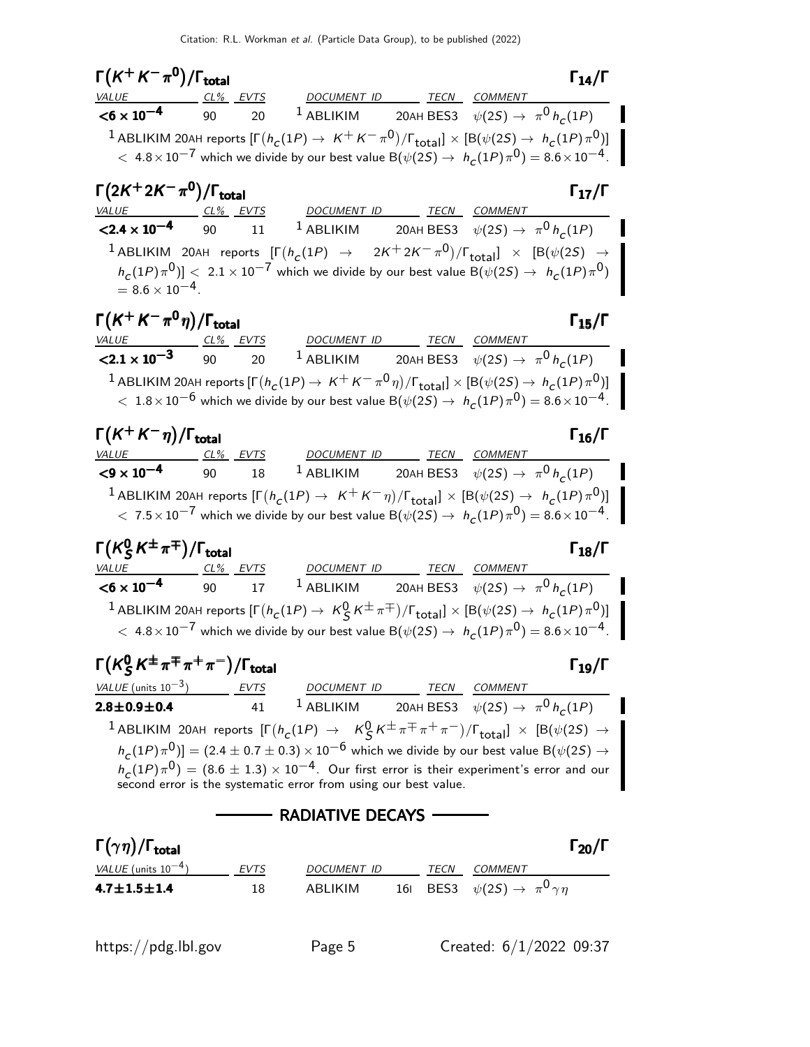### $\Gamma(K^+K^-\pi^0)/\Gamma_{\text{total}}$ $\qquad\Gamma_{14}/\Gamma$

| VALUE | CL% | EVTS | DOCUMENT ID | TECN | COMMENT |
|---|---|---|---|---|---|
| **$<6 \times 10^{-4}$** | 90 | 20 | [1] ABLIKIM | 20AH BES3 | $\psi(2S) \rightarrow \pi^0 h_c(1P)$ |

[1] ABLIKIM 20AH reports $[\Gamma(h_c(1P) \rightarrow K^+K^-\pi^0)/\Gamma_{\text{total}}] \times [B(\psi(2S) \rightarrow h_c(1P)\pi^0)] < 4.8\times10^{-7}$ which we divide by our best value $B(\psi(2S) \rightarrow h_c(1P)\pi^0) = 8.6\times10^{-4}$.

### $\Gamma(2K^+2K^-\pi^0)/\Gamma_{\text{total}}$ $\qquad\Gamma_{17}/\Gamma$

| VALUE | CL% | EVTS | DOCUMENT ID | TECN | COMMENT |
|---|---|---|---|---|---|
| **$<2.4 \times 10^{-4}$** | 90 | 11 | [1] ABLIKIM | 20AH BES3 | $\psi(2S) \rightarrow \pi^0 h_c(1P)$ |

[1] ABLIKIM 20AH reports $[\Gamma(h_c(1P) \rightarrow 2K^+2K^-\pi^0)/\Gamma_{\text{total}}] \times [B(\psi(2S) \rightarrow h_c(1P)\pi^0)] < 2.1\times10^{-7}$ which we divide by our best value $B(\psi(2S) \rightarrow h_c(1P)\pi^0) = 8.6\times10^{-4}$.

### $\Gamma(K^+K^-\pi^0\eta)/\Gamma_{\text{total}}$ $\qquad\Gamma_{15}/\Gamma$

| VALUE | CL% | EVTS | DOCUMENT ID | TECN | COMMENT |
|---|---|---|---|---|---|
| **$<2.1 \times 10^{-3}$** | 90 | 20 | [1] ABLIKIM | 20AH BES3 | $\psi(2S) \rightarrow \pi^0 h_c(1P)$ |

[1] ABLIKIM 20AH reports $[\Gamma(h_c(1P) \rightarrow K^+K^-\pi^0\eta)/\Gamma_{\text{total}}] \times [B(\psi(2S) \rightarrow h_c(1P)\pi^0)] < 1.8\times10^{-6}$ which we divide by our best value $B(\psi(2S) \rightarrow h_c(1P)\pi^0) = 8.6\times10^{-4}$.

### $\Gamma(K^+K^-\eta)/\Gamma_{\text{total}}$ $\qquad\Gamma_{16}/\Gamma$

| VALUE | CL% | EVTS | DOCUMENT ID | TECN | COMMENT |
|---|---|---|---|---|---|
| **$<9 \times 10^{-4}$** | 90 | 18 | [1] ABLIKIM | 20AH BES3 | $\psi(2S) \rightarrow \pi^0 h_c(1P)$ |

[1] ABLIKIM 20AH reports $[\Gamma(h_c(1P) \rightarrow K^+K^-\eta)/\Gamma_{\text{total}}] \times [B(\psi(2S) \rightarrow h_c(1P)\pi^0)] < 7.5\times10^{-7}$ which we divide by our best value $B(\psi(2S) \rightarrow h_c(1P)\pi^0) = 8.6\times10^{-4}$.

### $\Gamma(K^0_S K^\pm\pi^\mp)/\Gamma_{\text{total}}$ $\qquad\Gamma_{18}/\Gamma$

| VALUE | CL% | EVTS | DOCUMENT ID | TECN | COMMENT |
|---|---|---|---|---|---|
| **$<6 \times 10^{-4}$** | 90 | 17 | [1] ABLIKIM | 20AH BES3 | $\psi(2S) \rightarrow \pi^0 h_c(1P)$ |

[1] ABLIKIM 20AH reports $[\Gamma(h_c(1P) \rightarrow K^0_S K^\pm\pi^\mp)/\Gamma_{\text{total}}] \times [B(\psi(2S) \rightarrow h_c(1P)\pi^0)] < 4.8\times10^{-7}$ which we divide by our best value $B(\psi(2S) \rightarrow h_c(1P)\pi^0) = 8.6\times10^{-4}$.

### $\Gamma(K^0_S K^\pm\pi^\mp\pi^+\pi^-)/\Gamma_{\text{total}}$ $\qquad\Gamma_{19}/\Gamma$

| VALUE (units $10^{-3}$) | EVTS | DOCUMENT ID | TECN | COMMENT |
|---|---|---|---|---|
| **$2.8\pm0.9\pm0.4$** | 41 | [1] ABLIKIM | 20AH BES3 | $\psi(2S) \rightarrow \pi^0 h_c(1P)$ |

[1] ABLIKIM 20AH reports $[\Gamma(h_c(1P) \rightarrow K^0_S K^\pm\pi^\mp\pi^+\pi^-)/\Gamma_{\text{total}}] \times [B(\psi(2S) \rightarrow h_c(1P)\pi^0)] = (2.4 \pm 0.7 \pm 0.3) \times 10^{-6}$ which we divide by our best value $B(\psi(2S) \rightarrow h_c(1P)\pi^0) = (8.6 \pm 1.3) \times 10^{-4}$. Our first error is their experiment's error and our second error is the systematic error from using our best value.

## RADIATIVE DECAYS

### $\Gamma(\gamma\eta)/\Gamma_{\text{total}}$ $\qquad\Gamma_{20}/\Gamma$

| VALUE (units $10^{-4}$) | EVTS | DOCUMENT ID | TECN | COMMENT |
|---|---|---|---|---|
| **$4.7\pm1.5\pm1.4$** | 18 | ABLIKIM | 16I BES3 | $\psi(2S) \rightarrow \pi^0\gamma\eta$ |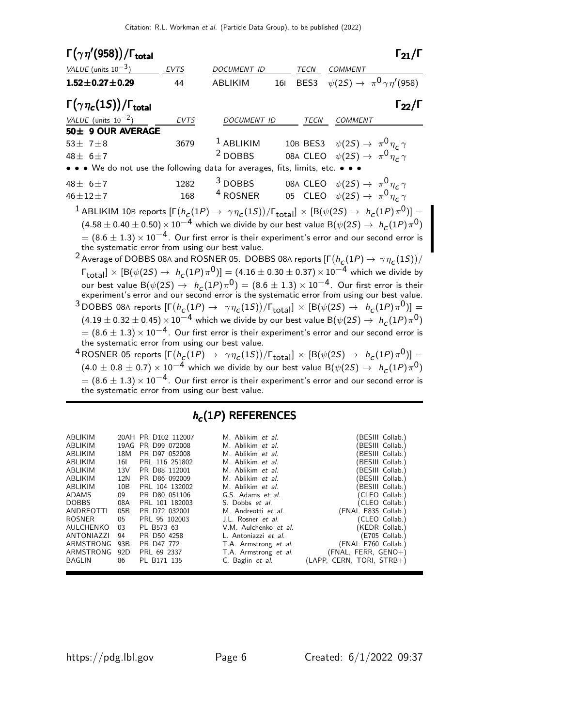## $\Gamma(\gamma\eta'(958))/\Gamma_{\text{total}}$ $\Gamma_{21}/\Gamma$

| VALUE (units $10^{-3}$) | EVTS | DOCUMENT ID | | TECN | COMMENT |
|---|---|---|---|---|---|
| **1.52±0.27±0.29** | 44 | ABLIKIM | 16I | BES3 | $\psi(2S) \to \pi^0\gamma\eta'(958)$ |

## $\Gamma(\gamma\eta_c(1S))/\Gamma_{\text{total}}$ $\Gamma_{22}/\Gamma$

| VALUE (units $10^{-2}$) | EVTS | DOCUMENT ID | | TECN | COMMENT |
|---|---|---|---|---|---|
| **50± 9 OUR AVERAGE** | | | | | |
| 53± 7±8 | 3679 | [1] ABLIKIM | 10B | BES3 | $\psi(2S) \to \pi^0\eta_c\gamma$ |
| 48± 6±7 | | [2] DOBBS | 08A | CLEO | $\psi(2S) \to \pi^0\eta_c\gamma$ |
| • • • We do not use the following data for averages, fits, limits, etc. • • • | | | | | |
| 48± 6±7 | 1282 | [3] DOBBS | 08A | CLEO | $\psi(2S) \to \pi^0\eta_c\gamma$ |
| 46±12±7 | 168 | [4] ROSNER | 05 | CLEO | $\psi(2S) \to \pi^0\eta_c\gamma$ |

[1] ABLIKIM 10B reports $[\Gamma(h_c(1P) \to \gamma\eta_c(1S))/\Gamma_{\text{total}}] \times [B(\psi(2S) \to h_c(1P)\pi^0)] = (4.58 \pm 0.40 \pm 0.50) \times 10^{-4}$ which we divide by our best value $B(\psi(2S) \to h_c(1P)\pi^0) = (8.6 \pm 1.3) \times 10^{-4}$. Our first error is their experiment's error and our second error is the systematic error from using our best value.

[2] Average of DOBBS 08A and ROSNER 05. DOBBS 08A reports $[\Gamma(h_c(1P) \to \gamma\eta_c(1S))/\Gamma_{\text{total}}] \times [B(\psi(2S) \to h_c(1P)\pi^0)] = (4.16 \pm 0.30 \pm 0.37) \times 10^{-4}$ which we divide by our best value $B(\psi(2S) \to h_c(1P)\pi^0) = (8.6 \pm 1.3) \times 10^{-4}$. Our first error is their experiment's error and our second error is the systematic error from using our best value.

[3] DOBBS 08A reports $[\Gamma(h_c(1P) \to \gamma\eta_c(1S))/\Gamma_{\text{total}}] \times [B(\psi(2S) \to h_c(1P)\pi^0)] = (4.19 \pm 0.32 \pm 0.45) \times 10^{-4}$ which we divide by our best value $B(\psi(2S) \to h_c(1P)\pi^0) = (8.6 \pm 1.3) \times 10^{-4}$. Our first error is their experiment's error and our second error is the systematic error from using our best value.

[4] ROSNER 05 reports $[\Gamma(h_c(1P) \to \gamma\eta_c(1S))/\Gamma_{\text{total}}] \times [B(\psi(2S) \to h_c(1P)\pi^0)] = (4.0 \pm 0.8 \pm 0.7) \times 10^{-4}$ which we divide by our best value $B(\psi(2S) \to h_c(1P)\pi^0) = (8.6 \pm 1.3) \times 10^{-4}$. Our first error is their experiment's error and our second error is the systematic error from using our best value.

## $h_c(1P)$ REFERENCES

| | | | | |
|---|---|---|---|---|
| ABLIKIM | 20AH | PR D102 112007 | M. Ablikim *et al.* | (BESIII Collab.) |
| ABLIKIM | 19AG | PR D99 072008 | M. Ablikim *et al.* | (BESIII Collab.) |
| ABLIKIM | 18M | PR D97 052008 | M. Ablikim *et al.* | (BESIII Collab.) |
| ABLIKIM | 16I | PRL 116 251802 | M. Ablikim *et al.* | (BESIII Collab.) |
| ABLIKIM | 13V | PR D88 112001 | M. Ablikim *et al.* | (BESIII Collab.) |
| ABLIKIM | 12N | PR D86 092009 | M. Ablikim *et al.* | (BESIII Collab.) |
| ABLIKIM | 10B | PRL 104 132002 | M. Ablikim *et al.* | (BESIII Collab.) |
| ADAMS | 09 | PR D80 051106 | G.S. Adams *et al.* | (CLEO Collab.) |
| DOBBS | 08A | PRL 101 182003 | S. Dobbs *et al.* | (CLEO Collab.) |
| ANDREOTTI | 05B | PR D72 032001 | M. Andreotti *et al.* | (FNAL E835 Collab.) |
| ROSNER | 05 | PRL 95 102003 | J.L. Rosner *et al.* | (CLEO Collab.) |
| AULCHENKO | 03 | PL B573 63 | V.M. Aulchenko *et al.* | (KEDR Collab.) |
| ANTONIAZZI | 94 | PR D50 4258 | L. Antoniazzi *et al.* | (E705 Collab.) |
| ARMSTRONG | 93B | PR D47 772 | T.A. Armstrong *et al.* | (FNAL E760 Collab.) |
| ARMSTRONG | 92D | PRL 69 2337 | T.A. Armstrong *et al.* | (FNAL, FERR, GENO+) |
| BAGLIN | 86 | PL B171 135 | C. Baglin *et al.* | (LAPP, CERN, TORI, STRB+) |